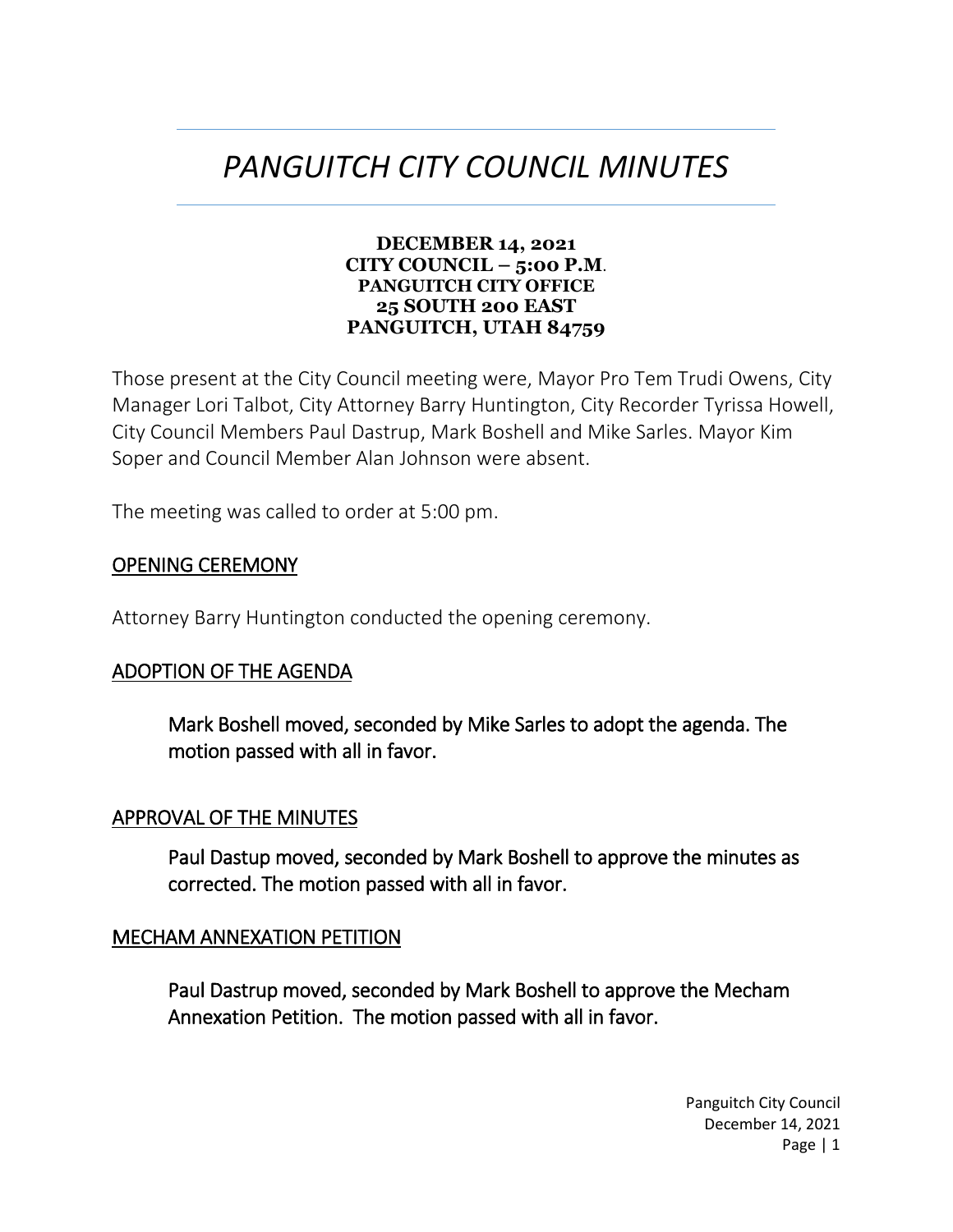# *PANGUITCH CITY COUNCIL MINUTES*

**DECEMBER 14, 2021**
**CITY COUNCIL – 5:00 P.M.**
**PANGUITCH CITY OFFICE**
**25 SOUTH 200 EAST**
**PANGUITCH, UTAH 84759**

Those present at the City Council meeting were, Mayor Pro Tem Trudi Owens, City Manager Lori Talbot, City Attorney Barry Huntington, City Recorder Tyrissa Howell, City Council Members Paul Dastrup, Mark Boshell and Mike Sarles. Mayor Kim Soper and Council Member Alan Johnson were absent.

The meeting was called to order at 5:00 pm.

## OPENING CEREMONY

Attorney Barry Huntington conducted the opening ceremony.

## ADOPTION OF THE AGENDA

> Mark Boshell moved, seconded by Mike Sarles to adopt the agenda. The motion passed with all in favor.

## APPROVAL OF THE MINUTES

> Paul Dastup moved, seconded by Mark Boshell to approve the minutes as corrected. The motion passed with all in favor.

## MECHAM ANNEXATION PETITION

> Paul Dastrup moved, seconded by Mark Boshell to approve the Mecham Annexation Petition. The motion passed with all in favor.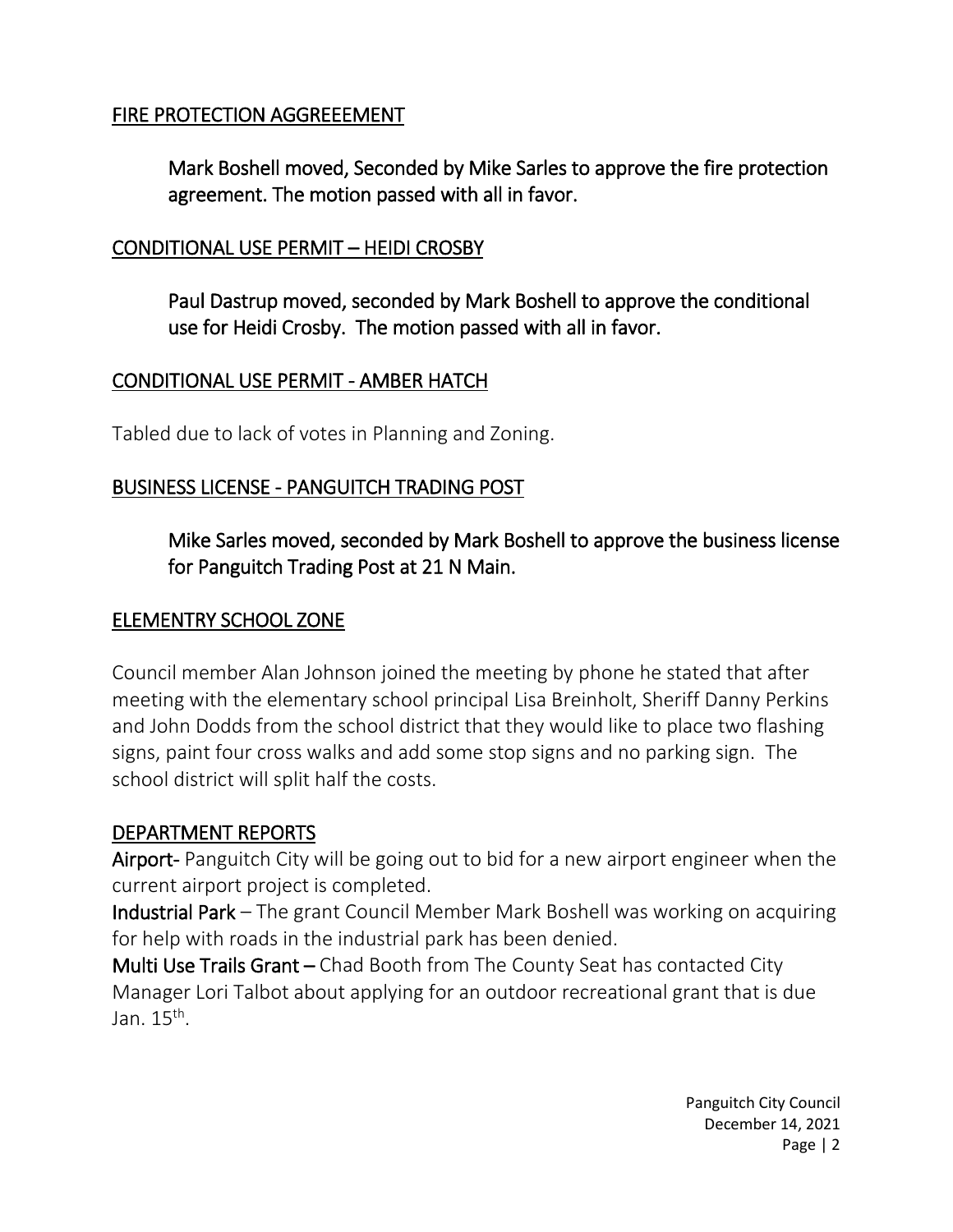## FIRE PROTECTION AGGREEEMENT

Mark Boshell moved, Seconded by Mike Sarles to approve the fire protection agreement. The motion passed with all in favor.

## CONDITIONAL USE PERMIT – HEIDI CROSBY

Paul Dastrup moved, seconded by Mark Boshell to approve the conditional use for Heidi Crosby. The motion passed with all in favor.

## CONDITIONAL USE PERMIT - AMBER HATCH

Tabled due to lack of votes in Planning and Zoning.

## BUSINESS LICENSE - PANGUITCH TRADING POST

Mike Sarles moved, seconded by Mark Boshell to approve the business license for Panguitch Trading Post at 21 N Main.

## ELEMENTRY SCHOOL ZONE

Council member Alan Johnson joined the meeting by phone he stated that after meeting with the elementary school principal Lisa Breinholt, Sheriff Danny Perkins and John Dodds from the school district that they would like to place two flashing signs, paint four cross walks and add some stop signs and no parking sign. The school district will split half the costs.

## DEPARTMENT REPORTS

**Airport-** Panguitch City will be going out to bid for a new airport engineer when the current airport project is completed.

**Industrial Park** – The grant Council Member Mark Boshell was working on acquiring for help with roads in the industrial park has been denied.

**Multi Use Trails Grant –** Chad Booth from The County Seat has contacted City Manager Lori Talbot about applying for an outdoor recreational grant that is due Jan. 15th.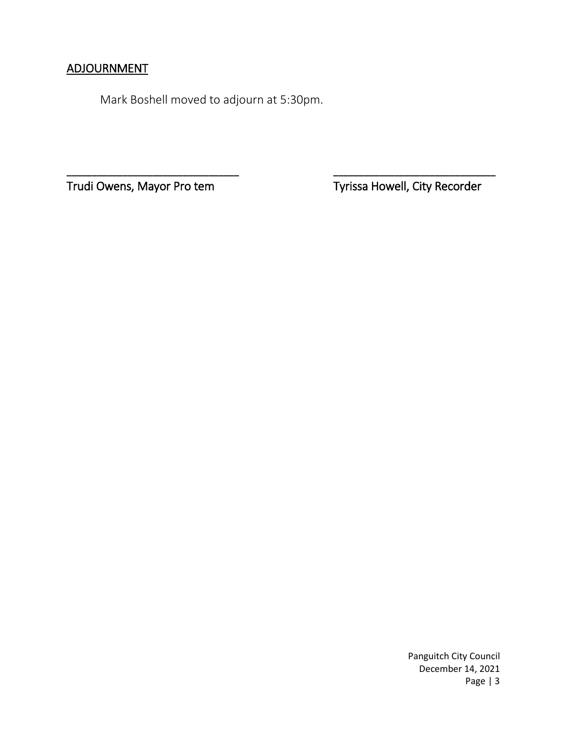## ADJOURNMENT

Mark Boshell moved to adjourn at 5:30pm.

\_\_\_\_\_\_\_\_\_\_\_\_\_\_\_\_\_\_\_\_\_\_\_\_\_\_\_\_\_\_
Trudi Owens, Mayor Pro tem

\_\_\_\_\_\_\_\_\_\_\_\_\_\_\_\_\_\_\_\_\_\_\_\_\_\_\_\_\_\_
Tyrissa Howell, City Recorder